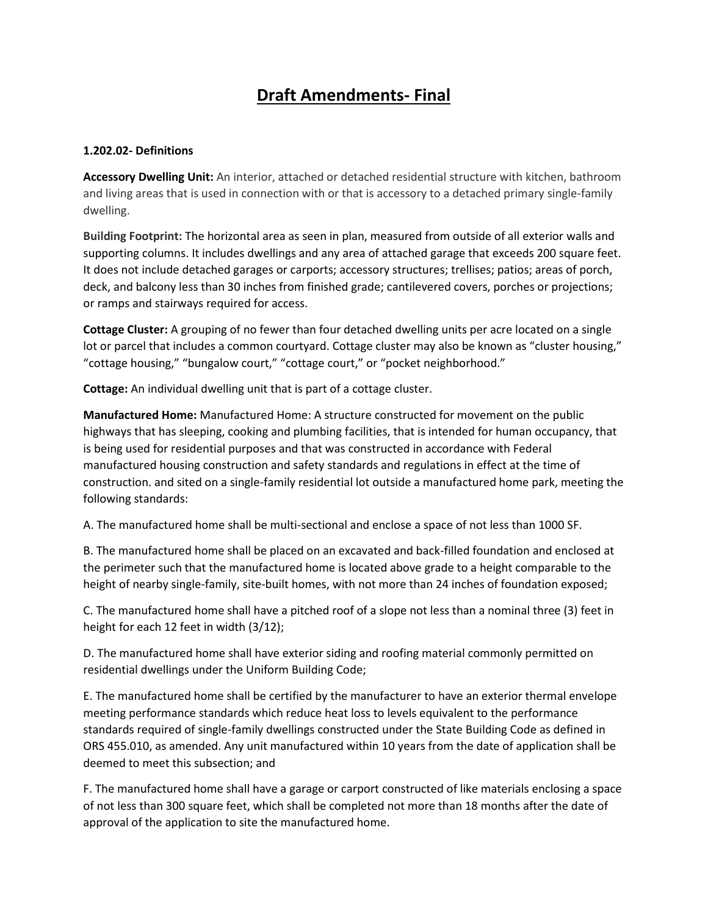# Draft Amendments- Final

**1.202.02- Definitions**

**Accessory Dwelling Unit:** An interior, attached or detached residential structure with kitchen, bathroom and living areas that is used in connection with or that is accessory to a detached primary single-family dwelling.

**Building Footprint:** The horizontal area as seen in plan, measured from outside of all exterior walls and supporting columns. It includes dwellings and any area of attached garage that exceeds 200 square feet. It does not include detached garages or carports; accessory structures; trellises; patios; areas of porch, deck, and balcony less than 30 inches from finished grade; cantilevered covers, porches or projections; or ramps and stairways required for access.

**Cottage Cluster:** A grouping of no fewer than four detached dwelling units per acre located on a single lot or parcel that includes a common courtyard. Cottage cluster may also be known as "cluster housing," "cottage housing," "bungalow court," "cottage court," or "pocket neighborhood."

**Cottage:** An individual dwelling unit that is part of a cottage cluster.

**Manufactured Home:** Manufactured Home: A structure constructed for movement on the public highways that has sleeping, cooking and plumbing facilities, that is intended for human occupancy, that is being used for residential purposes and that was constructed in accordance with Federal manufactured housing construction and safety standards and regulations in effect at the time of construction. and sited on a single-family residential lot outside a manufactured home park, meeting the following standards:

A. The manufactured home shall be multi-sectional and enclose a space of not less than 1000 SF.

B. The manufactured home shall be placed on an excavated and back-filled foundation and enclosed at the perimeter such that the manufactured home is located above grade to a height comparable to the height of nearby single-family, site-built homes, with not more than 24 inches of foundation exposed;

C. The manufactured home shall have a pitched roof of a slope not less than a nominal three (3) feet in height for each 12 feet in width (3/12);

D. The manufactured home shall have exterior siding and roofing material commonly permitted on residential dwellings under the Uniform Building Code;

E. The manufactured home shall be certified by the manufacturer to have an exterior thermal envelope meeting performance standards which reduce heat loss to levels equivalent to the performance standards required of single-family dwellings constructed under the State Building Code as defined in ORS 455.010, as amended. Any unit manufactured within 10 years from the date of application shall be deemed to meet this subsection; and

F. The manufactured home shall have a garage or carport constructed of like materials enclosing a space of not less than 300 square feet, which shall be completed not more than 18 months after the date of approval of the application to site the manufactured home.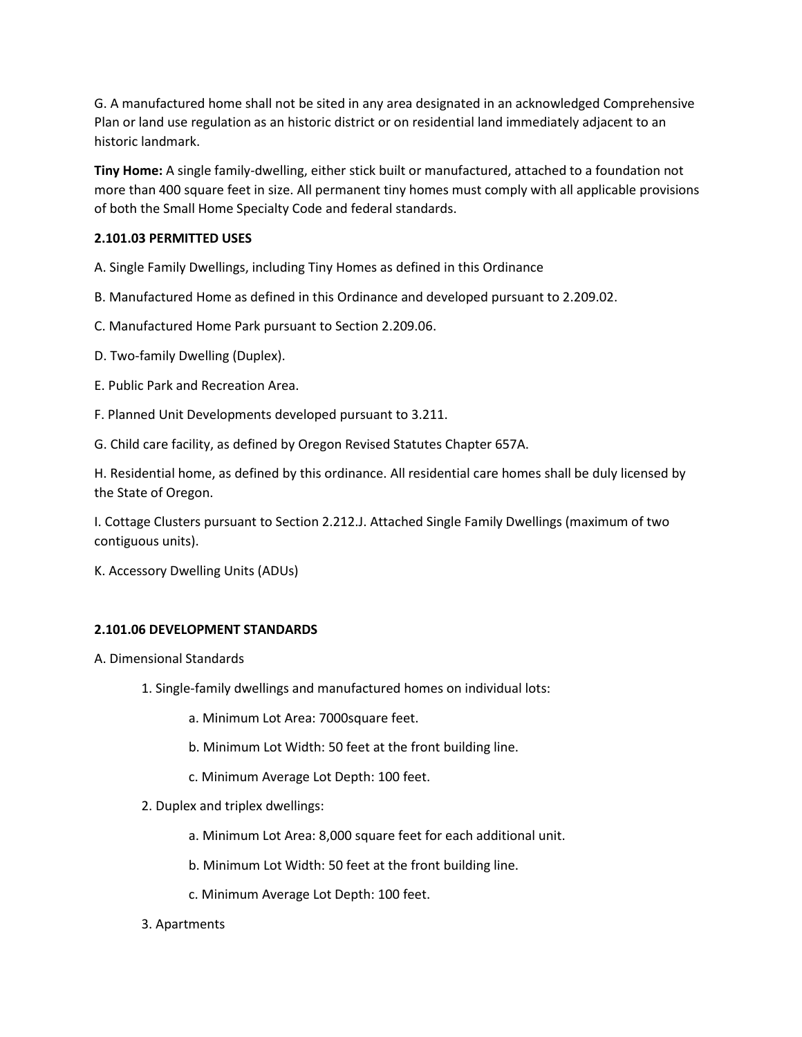G. A manufactured home shall not be sited in any area designated in an acknowledged Comprehensive Plan or land use regulation as an historic district or on residential land immediately adjacent to an historic landmark.

**Tiny Home:** A single family-dwelling, either stick built or manufactured, attached to a foundation not more than 400 square feet in size. All permanent tiny homes must comply with all applicable provisions of both the Small Home Specialty Code and federal standards.

**2.101.03 PERMITTED USES**

A. Single Family Dwellings, including Tiny Homes as defined in this Ordinance

B. Manufactured Home as defined in this Ordinance and developed pursuant to 2.209.02.

C. Manufactured Home Park pursuant to Section 2.209.06.

D. Two-family Dwelling (Duplex).

E. Public Park and Recreation Area.

F. Planned Unit Developments developed pursuant to 3.211.

G. Child care facility, as defined by Oregon Revised Statutes Chapter 657A.

H. Residential home, as defined by this ordinance. All residential care homes shall be duly licensed by the State of Oregon.

I. Cottage Clusters pursuant to Section 2.212.J. Attached Single Family Dwellings (maximum of two contiguous units).

K. Accessory Dwelling Units (ADUs)

**2.101.06 DEVELOPMENT STANDARDS**

A. Dimensional Standards

1. Single-family dwellings and manufactured homes on individual lots:

   a. Minimum Lot Area: 7000square feet.

   b. Minimum Lot Width: 50 feet at the front building line.

   c. Minimum Average Lot Depth: 100 feet.

2. Duplex and triplex dwellings:

   a. Minimum Lot Area: 8,000 square feet for each additional unit.

   b. Minimum Lot Width: 50 feet at the front building line.

   c. Minimum Average Lot Depth: 100 feet.

3. Apartments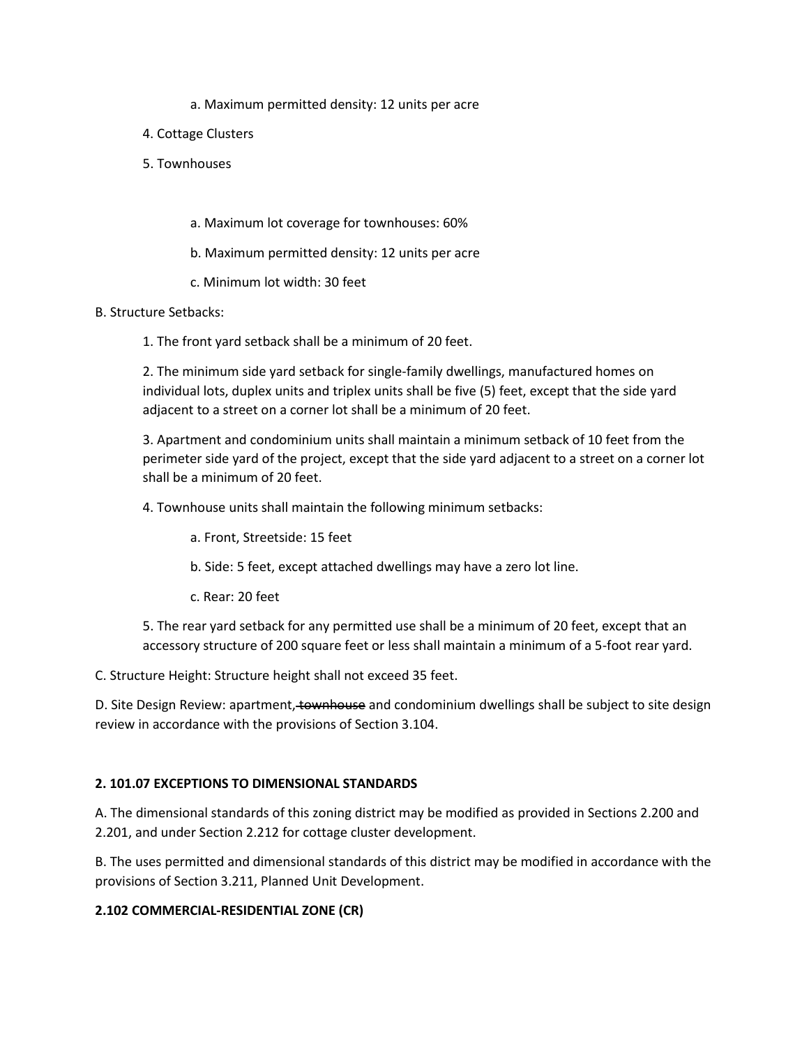a. Maximum permitted density: 12 units per acre

4. Cottage Clusters

5. Townhouses

a. Maximum lot coverage for townhouses: 60%

b. Maximum permitted density: 12 units per acre

c. Minimum lot width: 30 feet

B. Structure Setbacks:

1. The front yard setback shall be a minimum of 20 feet.

2. The minimum side yard setback for single-family dwellings, manufactured homes on individual lots, duplex units and triplex units shall be five (5) feet, except that the side yard adjacent to a street on a corner lot shall be a minimum of 20 feet.

3. Apartment and condominium units shall maintain a minimum setback of 10 feet from the perimeter side yard of the project, except that the side yard adjacent to a street on a corner lot shall be a minimum of 20 feet.

4. Townhouse units shall maintain the following minimum setbacks:

a. Front, Streetside: 15 feet

b. Side: 5 feet, except attached dwellings may have a zero lot line.

c. Rear: 20 feet

5. The rear yard setback for any permitted use shall be a minimum of 20 feet, except that an accessory structure of 200 square feet or less shall maintain a minimum of a 5-foot rear yard.

C. Structure Height: Structure height shall not exceed 35 feet.

D. Site Design Review: apartment~~, townhouse~~ and condominium dwellings shall be subject to site design review in accordance with the provisions of Section 3.104.

**2. 101.07 EXCEPTIONS TO DIMENSIONAL STANDARDS**

A. The dimensional standards of this zoning district may be modified as provided in Sections 2.200 and 2.201, and under Section 2.212 for cottage cluster development.

B. The uses permitted and dimensional standards of this district may be modified in accordance with the provisions of Section 3.211, Planned Unit Development.

**2.102 COMMERCIAL-RESIDENTIAL ZONE (CR)**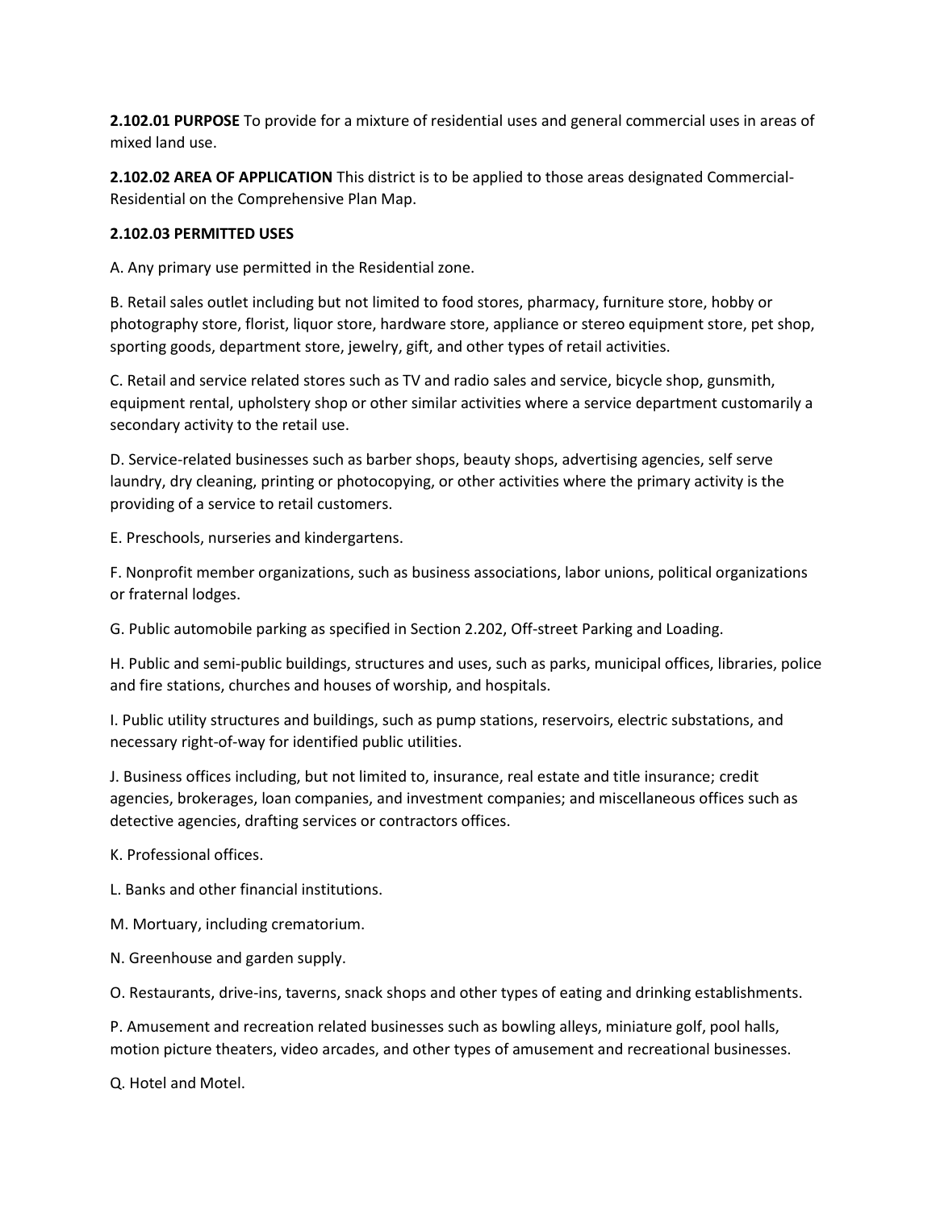**2.102.01 PURPOSE** To provide for a mixture of residential uses and general commercial uses in areas of mixed land use.

**2.102.02 AREA OF APPLICATION** This district is to be applied to those areas designated Commercial-Residential on the Comprehensive Plan Map.

**2.102.03 PERMITTED USES**

A. Any primary use permitted in the Residential zone.

B. Retail sales outlet including but not limited to food stores, pharmacy, furniture store, hobby or photography store, florist, liquor store, hardware store, appliance or stereo equipment store, pet shop, sporting goods, department store, jewelry, gift, and other types of retail activities.

C. Retail and service related stores such as TV and radio sales and service, bicycle shop, gunsmith, equipment rental, upholstery shop or other similar activities where a service department customarily a secondary activity to the retail use.

D. Service-related businesses such as barber shops, beauty shops, advertising agencies, self serve laundry, dry cleaning, printing or photocopying, or other activities where the primary activity is the providing of a service to retail customers.

E. Preschools, nurseries and kindergartens.

F. Nonprofit member organizations, such as business associations, labor unions, political organizations or fraternal lodges.

G. Public automobile parking as specified in Section 2.202, Off-street Parking and Loading.

H. Public and semi-public buildings, structures and uses, such as parks, municipal offices, libraries, police and fire stations, churches and houses of worship, and hospitals.

I. Public utility structures and buildings, such as pump stations, reservoirs, electric substations, and necessary right-of-way for identified public utilities.

J. Business offices including, but not limited to, insurance, real estate and title insurance; credit agencies, brokerages, loan companies, and investment companies; and miscellaneous offices such as detective agencies, drafting services or contractors offices.

K. Professional offices.

L. Banks and other financial institutions.

M. Mortuary, including crematorium.

N. Greenhouse and garden supply.

O. Restaurants, drive-ins, taverns, snack shops and other types of eating and drinking establishments.

P. Amusement and recreation related businesses such as bowling alleys, miniature golf, pool halls, motion picture theaters, video arcades, and other types of amusement and recreational businesses.

Q. Hotel and Motel.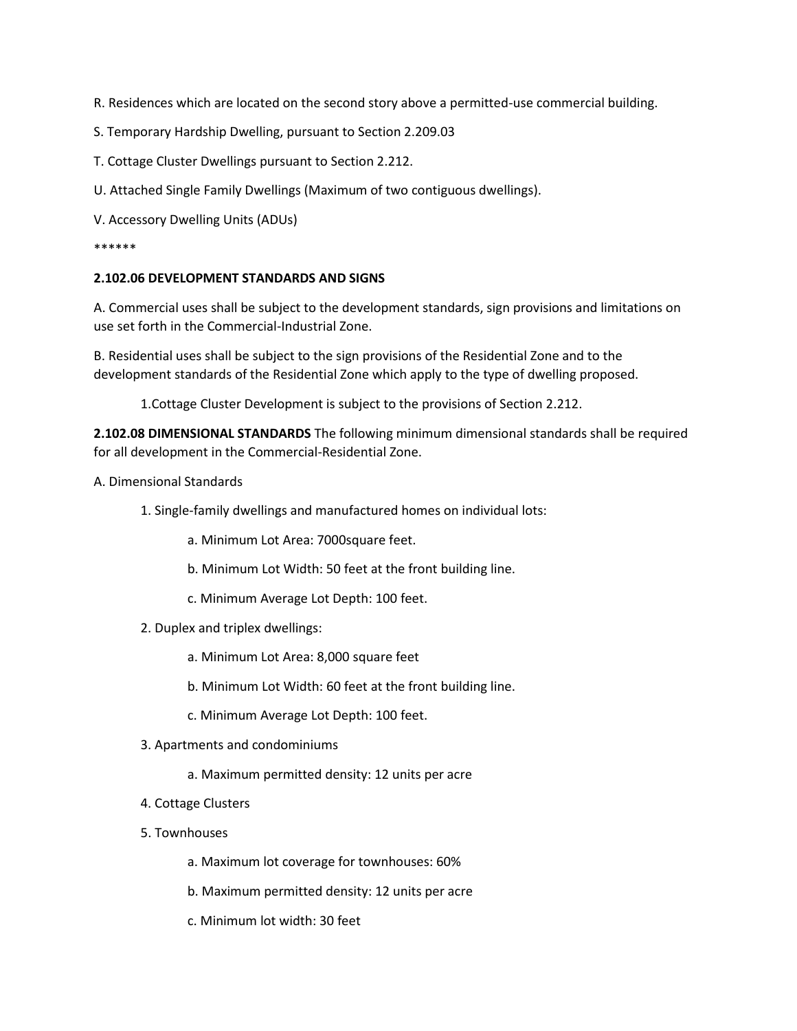R. Residences which are located on the second story above a permitted-use commercial building.

S. Temporary Hardship Dwelling, pursuant to Section 2.209.03

T. Cottage Cluster Dwellings pursuant to Section 2.212.

U. Attached Single Family Dwellings (Maximum of two contiguous dwellings).

V. Accessory Dwelling Units (ADUs)

******

**2.102.06 DEVELOPMENT STANDARDS AND SIGNS**

A. Commercial uses shall be subject to the development standards, sign provisions and limitations on use set forth in the Commercial-Industrial Zone.

B. Residential uses shall be subject to the sign provisions of the Residential Zone and to the development standards of the Residential Zone which apply to the type of dwelling proposed.

1.Cottage Cluster Development is subject to the provisions of Section 2.212.

**2.102.08 DIMENSIONAL STANDARDS** The following minimum dimensional standards shall be required for all development in the Commercial-Residential Zone.

A. Dimensional Standards

1. Single-family dwellings and manufactured homes on individual lots:

    a. Minimum Lot Area: 7000square feet.

    b. Minimum Lot Width: 50 feet at the front building line.

    c. Minimum Average Lot Depth: 100 feet.

2. Duplex and triplex dwellings:

    a. Minimum Lot Area: 8,000 square feet

    b. Minimum Lot Width: 60 feet at the front building line.

    c. Minimum Average Lot Depth: 100 feet.

3. Apartments and condominiums

    a. Maximum permitted density: 12 units per acre

4. Cottage Clusters

5. Townhouses

    a. Maximum lot coverage for townhouses: 60%

    b. Maximum permitted density: 12 units per acre

    c. Minimum lot width: 30 feet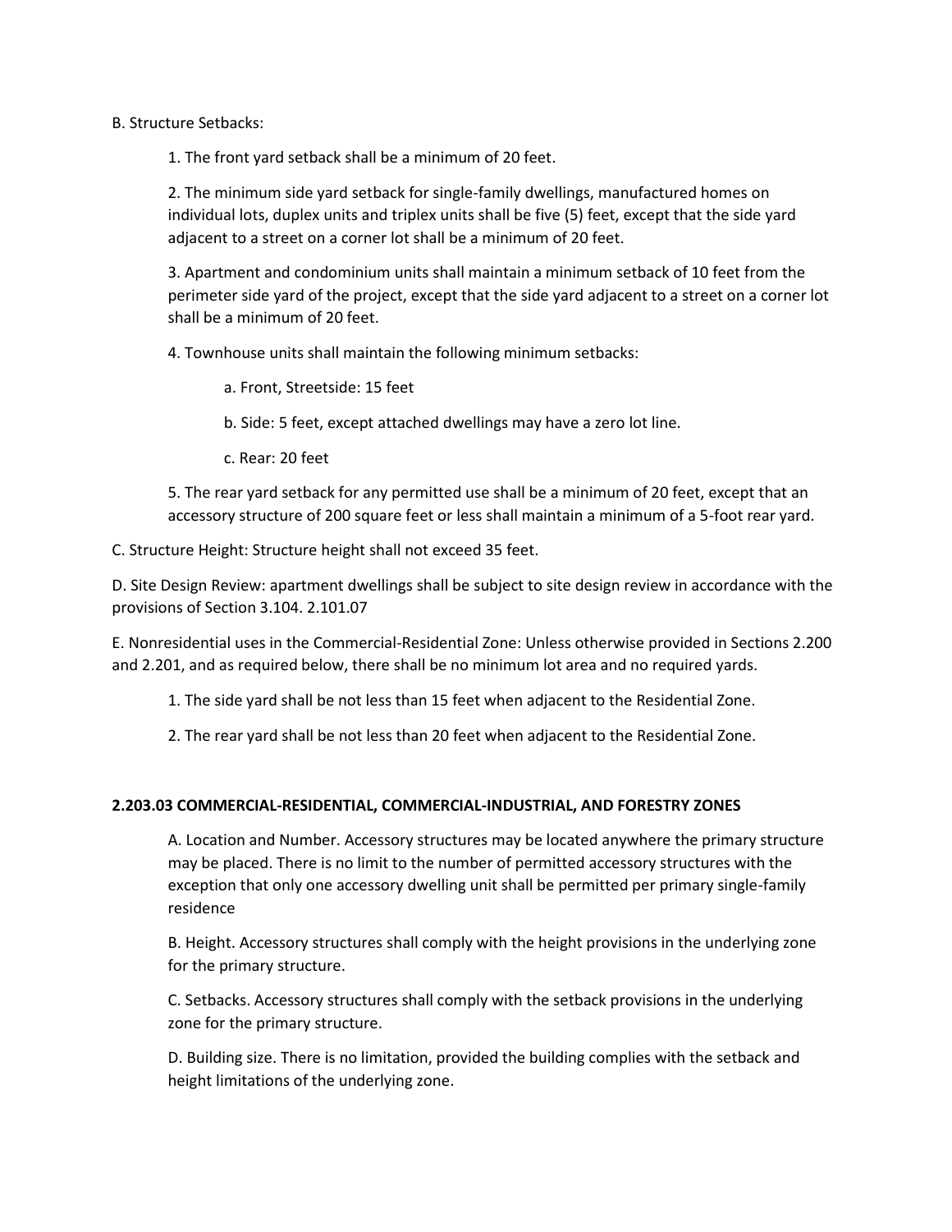B. Structure Setbacks:

1. The front yard setback shall be a minimum of 20 feet.

2. The minimum side yard setback for single-family dwellings, manufactured homes on individual lots, duplex units and triplex units shall be five (5) feet, except that the side yard adjacent to a street on a corner lot shall be a minimum of 20 feet.

3. Apartment and condominium units shall maintain a minimum setback of 10 feet from the perimeter side yard of the project, except that the side yard adjacent to a street on a corner lot shall be a minimum of 20 feet.

4. Townhouse units shall maintain the following minimum setbacks:

a. Front, Streetside: 15 feet

b. Side: 5 feet, except attached dwellings may have a zero lot line.

c. Rear: 20 feet

5. The rear yard setback for any permitted use shall be a minimum of 20 feet, except that an accessory structure of 200 square feet or less shall maintain a minimum of a 5-foot rear yard.

C. Structure Height: Structure height shall not exceed 35 feet.

D. Site Design Review: apartment dwellings shall be subject to site design review in accordance with the provisions of Section 3.104. 2.101.07

E. Nonresidential uses in the Commercial-Residential Zone: Unless otherwise provided in Sections 2.200 and 2.201, and as required below, there shall be no minimum lot area and no required yards.

1. The side yard shall be not less than 15 feet when adjacent to the Residential Zone.

2. The rear yard shall be not less than 20 feet when adjacent to the Residential Zone.

**2.203.03 COMMERCIAL-RESIDENTIAL, COMMERCIAL-INDUSTRIAL, AND FORESTRY ZONES**

A. Location and Number. Accessory structures may be located anywhere the primary structure may be placed. There is no limit to the number of permitted accessory structures with the exception that only one accessory dwelling unit shall be permitted per primary single-family residence

B. Height. Accessory structures shall comply with the height provisions in the underlying zone for the primary structure.

C. Setbacks. Accessory structures shall comply with the setback provisions in the underlying zone for the primary structure.

D. Building size. There is no limitation, provided the building complies with the setback and height limitations of the underlying zone.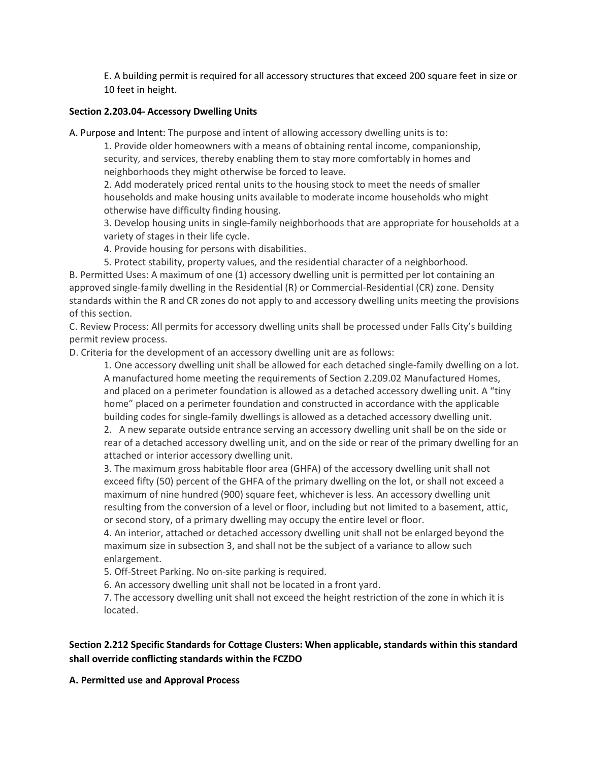E. A building permit is required for all accessory structures that exceed 200 square feet in size or 10 feet in height.

**Section 2.203.04- Accessory Dwelling Units**

A. Purpose and Intent: The purpose and intent of allowing accessory dwelling units is to:

1. Provide older homeowners with a means of obtaining rental income, companionship, security, and services, thereby enabling them to stay more comfortably in homes and neighborhoods they might otherwise be forced to leave.
2. Add moderately priced rental units to the housing stock to meet the needs of smaller households and make housing units available to moderate income households who might otherwise have difficulty finding housing.
3. Develop housing units in single-family neighborhoods that are appropriate for households at a variety of stages in their life cycle.
4. Provide housing for persons with disabilities.
5. Protect stability, property values, and the residential character of a neighborhood.

B. Permitted Uses: A maximum of one (1) accessory dwelling unit is permitted per lot containing an approved single-family dwelling in the Residential (R) or Commercial-Residential (CR) zone. Density standards within the R and CR zones do not apply to and accessory dwelling units meeting the provisions of this section.

C. Review Process: All permits for accessory dwelling units shall be processed under Falls City's building permit review process.

D. Criteria for the development of an accessory dwelling unit are as follows:

1. One accessory dwelling unit shall be allowed for each detached single-family dwelling on a lot. A manufactured home meeting the requirements of Section 2.209.02 Manufactured Homes, and placed on a perimeter foundation is allowed as a detached accessory dwelling unit. A "tiny home" placed on a perimeter foundation and constructed in accordance with the applicable building codes for single-family dwellings is allowed as a detached accessory dwelling unit.
2. A new separate outside entrance serving an accessory dwelling unit shall be on the side or rear of a detached accessory dwelling unit, and on the side or rear of the primary dwelling for an attached or interior accessory dwelling unit.
3. The maximum gross habitable floor area (GHFA) of the accessory dwelling unit shall not exceed fifty (50) percent of the GHFA of the primary dwelling on the lot, or shall not exceed a maximum of nine hundred (900) square feet, whichever is less. An accessory dwelling unit resulting from the conversion of a level or floor, including but not limited to a basement, attic, or second story, of a primary dwelling may occupy the entire level or floor.
4. An interior, attached or detached accessory dwelling unit shall not be enlarged beyond the maximum size in subsection 3, and shall not be the subject of a variance to allow such enlargement.
5. Off-Street Parking. No on-site parking is required.
6. An accessory dwelling unit shall not be located in a front yard.
7. The accessory dwelling unit shall not exceed the height restriction of the zone in which it is located.

**Section 2.212 Specific Standards for Cottage Clusters: When applicable, standards within this standard shall override conflicting standards within the FCZDO**

**A. Permitted use and Approval Process**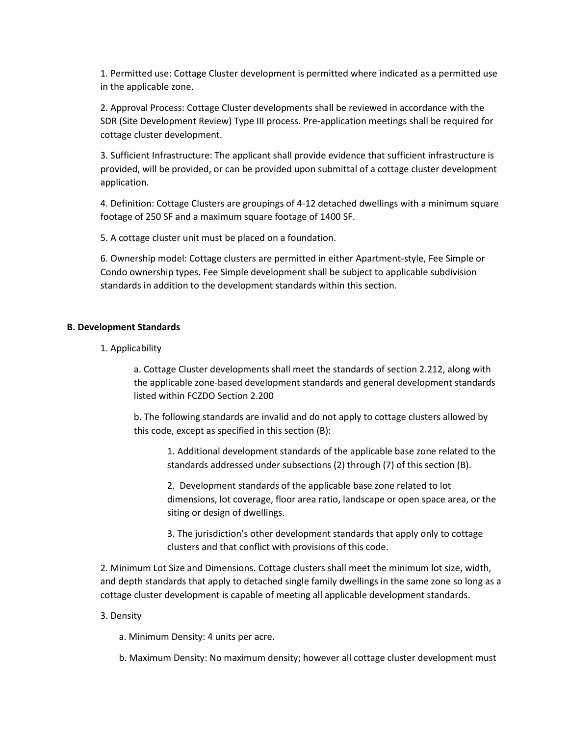1. Permitted use: Cottage Cluster development is permitted where indicated as a permitted use in the applicable zone.

2. Approval Process: Cottage Cluster developments shall be reviewed in accordance with the SDR (Site Development Review) Type III process. Pre-application meetings shall be required for cottage cluster development.

3. Sufficient Infrastructure: The applicant shall provide evidence that sufficient infrastructure is provided, will be provided, or can be provided upon submittal of a cottage cluster development application.

4. Definition: Cottage Clusters are groupings of 4-12 detached dwellings with a minimum square footage of 250 SF and a maximum square footage of 1400 SF.

5. A cottage cluster unit must be placed on a foundation.

6. Ownership model: Cottage clusters are permitted in either Apartment-style, Fee Simple or Condo ownership types. Fee Simple development shall be subject to applicable subdivision standards in addition to the development standards within this section.

**B. Development Standards**

1. Applicability

    a. Cottage Cluster developments shall meet the standards of section 2.212, along with the applicable zone-based development standards and general development standards listed within FCZDO Section 2.200

    b. The following standards are invalid and do not apply to cottage clusters allowed by this code, except as specified in this section (B):

        1. Additional development standards of the applicable base zone related to the standards addressed under subsections (2) through (7) of this section (B).

        2. Development standards of the applicable base zone related to lot dimensions, lot coverage, floor area ratio, landscape or open space area, or the siting or design of dwellings.

        3. The jurisdiction's other development standards that apply only to cottage clusters and that conflict with provisions of this code.

2. Minimum Lot Size and Dimensions. Cottage clusters shall meet the minimum lot size, width, and depth standards that apply to detached single family dwellings in the same zone so long as a cottage cluster development is capable of meeting all applicable development standards.

3. Density

    a. Minimum Density: 4 units per acre.

    b. Maximum Density: No maximum density; however all cottage cluster development must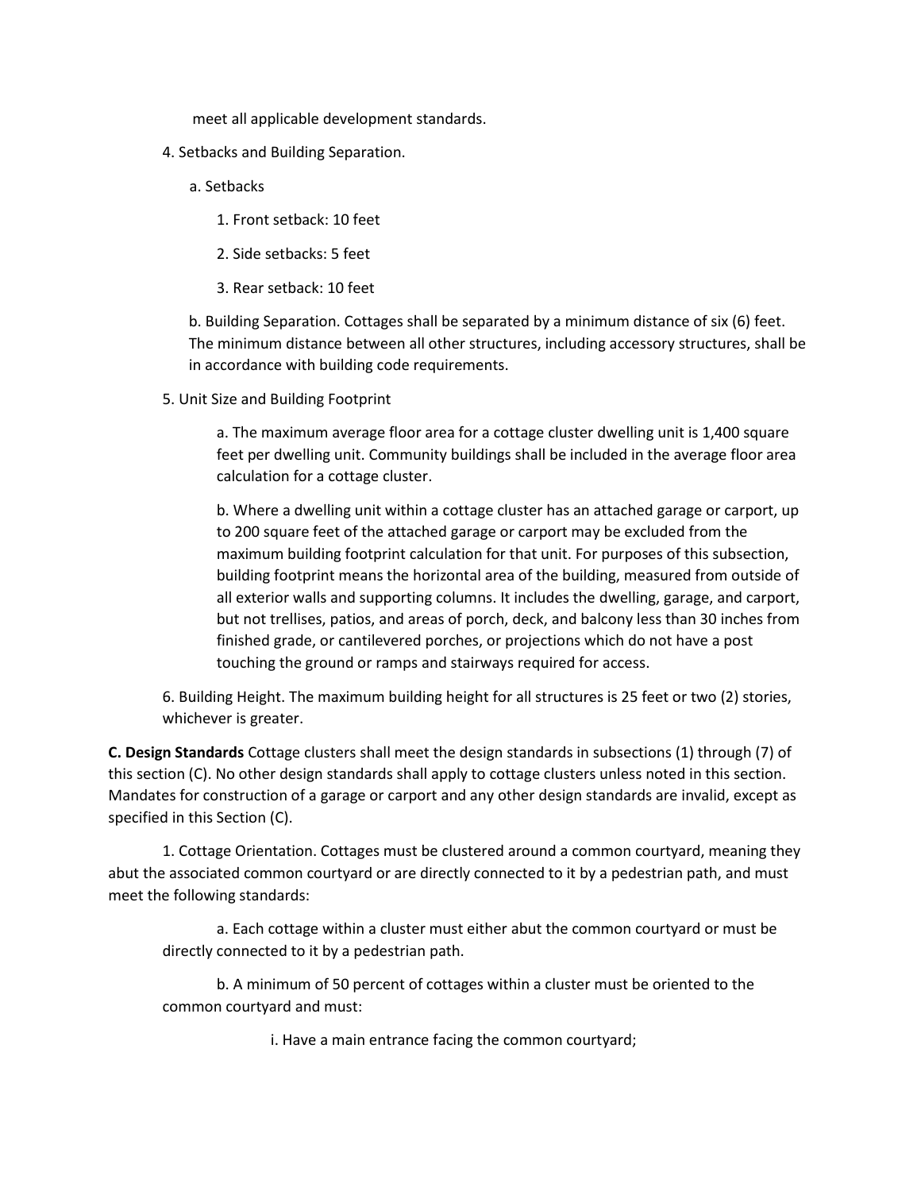meet all applicable development standards.

4. Setbacks and Building Separation.

   a. Setbacks

      1. Front setback: 10 feet

      2. Side setbacks: 5 feet

      3. Rear setback: 10 feet

   b. Building Separation. Cottages shall be separated by a minimum distance of six (6) feet. The minimum distance between all other structures, including accessory structures, shall be in accordance with building code requirements.

5. Unit Size and Building Footprint

   a. The maximum average floor area for a cottage cluster dwelling unit is 1,400 square feet per dwelling unit. Community buildings shall be included in the average floor area calculation for a cottage cluster.

   b. Where a dwelling unit within a cottage cluster has an attached garage or carport, up to 200 square feet of the attached garage or carport may be excluded from the maximum building footprint calculation for that unit. For purposes of this subsection, building footprint means the horizontal area of the building, measured from outside of all exterior walls and supporting columns. It includes the dwelling, garage, and carport, but not trellises, patios, and areas of porch, deck, and balcony less than 30 inches from finished grade, or cantilevered porches, or projections which do not have a post touching the ground or ramps and stairways required for access.

6. Building Height. The maximum building height for all structures is 25 feet or two (2) stories, whichever is greater.

**C. Design Standards** Cottage clusters shall meet the design standards in subsections (1) through (7) of this section (C). No other design standards shall apply to cottage clusters unless noted in this section. Mandates for construction of a garage or carport and any other design standards are invalid, except as specified in this Section (C).

1. Cottage Orientation. Cottages must be clustered around a common courtyard, meaning they abut the associated common courtyard or are directly connected to it by a pedestrian path, and must meet the following standards:

   a. Each cottage within a cluster must either abut the common courtyard or must be directly connected to it by a pedestrian path.

   b. A minimum of 50 percent of cottages within a cluster must be oriented to the common courtyard and must:

      i. Have a main entrance facing the common courtyard;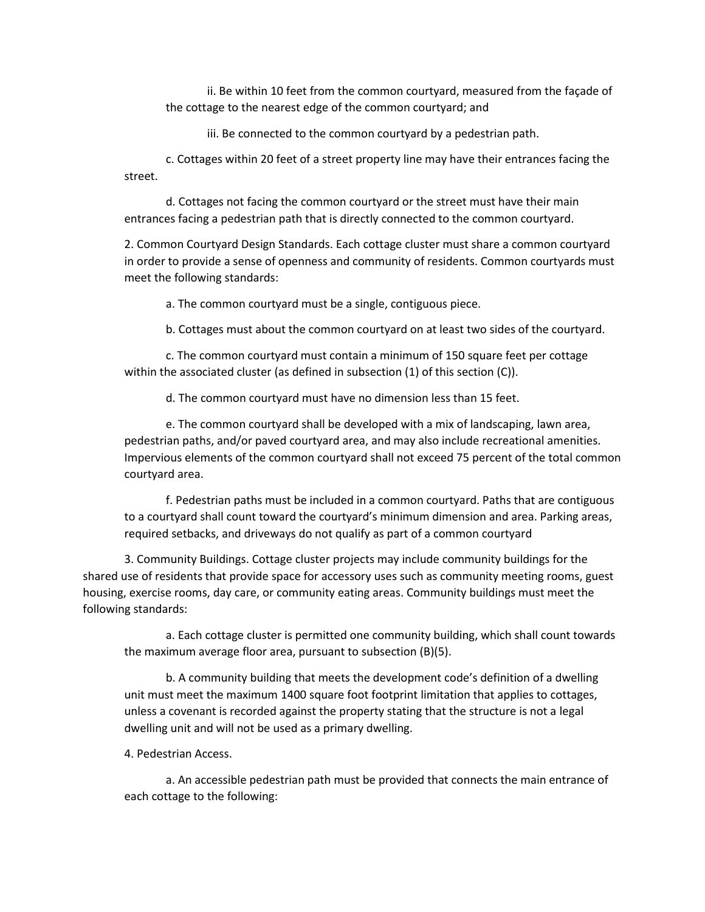ii. Be within 10 feet from the common courtyard, measured from the façade of the cottage to the nearest edge of the common courtyard; and

iii. Be connected to the common courtyard by a pedestrian path.

c. Cottages within 20 feet of a street property line may have their entrances facing the street.

d. Cottages not facing the common courtyard or the street must have their main entrances facing a pedestrian path that is directly connected to the common courtyard.

2. Common Courtyard Design Standards. Each cottage cluster must share a common courtyard in order to provide a sense of openness and community of residents. Common courtyards must meet the following standards:

a. The common courtyard must be a single, contiguous piece.

b. Cottages must about the common courtyard on at least two sides of the courtyard.

c. The common courtyard must contain a minimum of 150 square feet per cottage within the associated cluster (as defined in subsection (1) of this section (C)).

d. The common courtyard must have no dimension less than 15 feet.

e. The common courtyard shall be developed with a mix of landscaping, lawn area, pedestrian paths, and/or paved courtyard area, and may also include recreational amenities. Impervious elements of the common courtyard shall not exceed 75 percent of the total common courtyard area.

f. Pedestrian paths must be included in a common courtyard. Paths that are contiguous to a courtyard shall count toward the courtyard's minimum dimension and area. Parking areas, required setbacks, and driveways do not qualify as part of a common courtyard

3. Community Buildings. Cottage cluster projects may include community buildings for the shared use of residents that provide space for accessory uses such as community meeting rooms, guest housing, exercise rooms, day care, or community eating areas. Community buildings must meet the following standards:

a. Each cottage cluster is permitted one community building, which shall count towards the maximum average floor area, pursuant to subsection (B)(5).

b. A community building that meets the development code's definition of a dwelling unit must meet the maximum 1400 square foot footprint limitation that applies to cottages, unless a covenant is recorded against the property stating that the structure is not a legal dwelling unit and will not be used as a primary dwelling.

4. Pedestrian Access.

a. An accessible pedestrian path must be provided that connects the main entrance of each cottage to the following: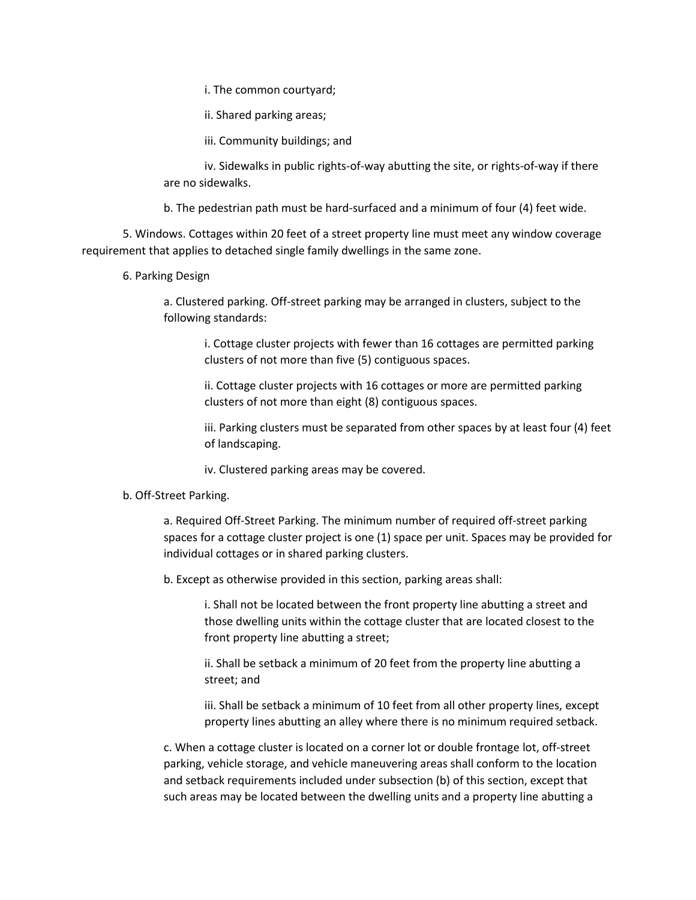i. The common courtyard;

ii. Shared parking areas;

iii. Community buildings; and

iv. Sidewalks in public rights-of-way abutting the site, or rights-of-way if there are no sidewalks.

b. The pedestrian path must be hard-surfaced and a minimum of four (4) feet wide.

5. Windows. Cottages within 20 feet of a street property line must meet any window coverage requirement that applies to detached single family dwellings in the same zone.

6. Parking Design

a. Clustered parking. Off-street parking may be arranged in clusters, subject to the following standards:

i. Cottage cluster projects with fewer than 16 cottages are permitted parking clusters of not more than five (5) contiguous spaces.

ii. Cottage cluster projects with 16 cottages or more are permitted parking clusters of not more than eight (8) contiguous spaces.

iii. Parking clusters must be separated from other spaces by at least four (4) feet of landscaping.

iv. Clustered parking areas may be covered.

b. Off-Street Parking.

a. Required Off-Street Parking. The minimum number of required off-street parking spaces for a cottage cluster project is one (1) space per unit. Spaces may be provided for individual cottages or in shared parking clusters.

b. Except as otherwise provided in this section, parking areas shall:

i. Shall not be located between the front property line abutting a street and those dwelling units within the cottage cluster that are located closest to the front property line abutting a street;

ii. Shall be setback a minimum of 20 feet from the property line abutting a street; and

iii. Shall be setback a minimum of 10 feet from all other property lines, except property lines abutting an alley where there is no minimum required setback.

c. When a cottage cluster is located on a corner lot or double frontage lot, off-street parking, vehicle storage, and vehicle maneuvering areas shall conform to the location and setback requirements included under subsection (b) of this section, except that such areas may be located between the dwelling units and a property line abutting a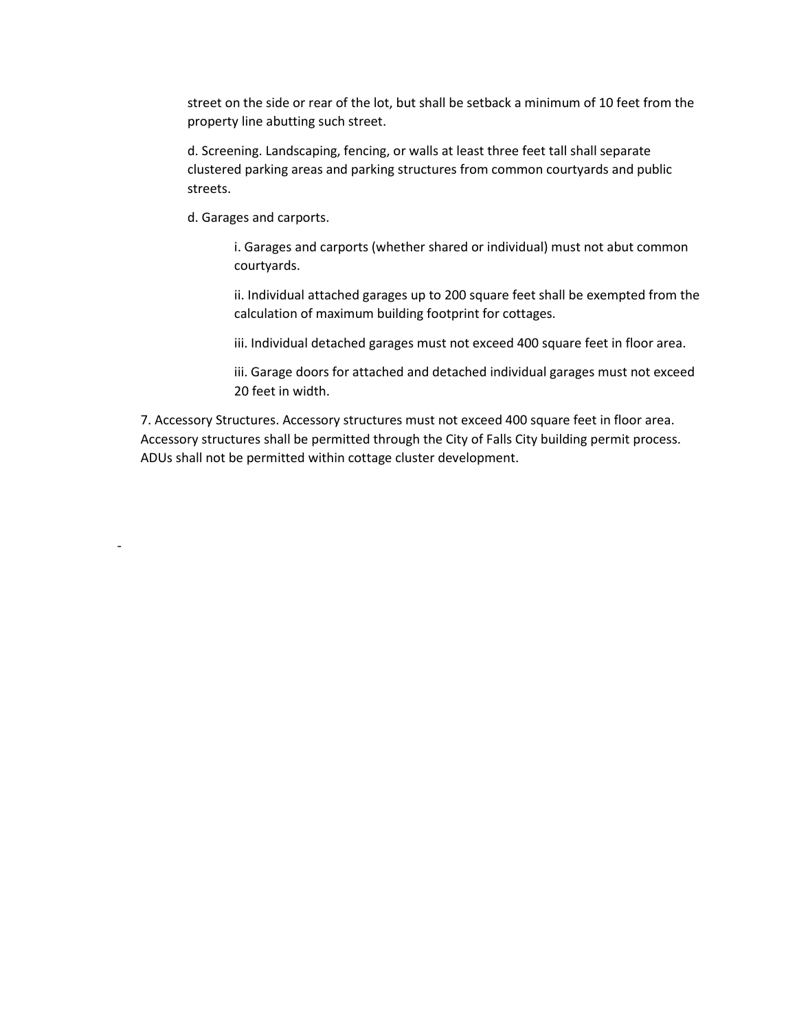street on the side or rear of the lot, but shall be setback a minimum of 10 feet from the property line abutting such street.

d. Screening. Landscaping, fencing, or walls at least three feet tall shall separate clustered parking areas and parking structures from common courtyards and public streets.

d. Garages and carports.

i. Garages and carports (whether shared or individual) must not abut common courtyards.

ii. Individual attached garages up to 200 square feet shall be exempted from the calculation of maximum building footprint for cottages.

iii. Individual detached garages must not exceed 400 square feet in floor area.

iii. Garage doors for attached and detached individual garages must not exceed 20 feet in width.

7. Accessory Structures. Accessory structures must not exceed 400 square feet in floor area. Accessory structures shall be permitted through the City of Falls City building permit process. ADUs shall not be permitted within cottage cluster development.

-